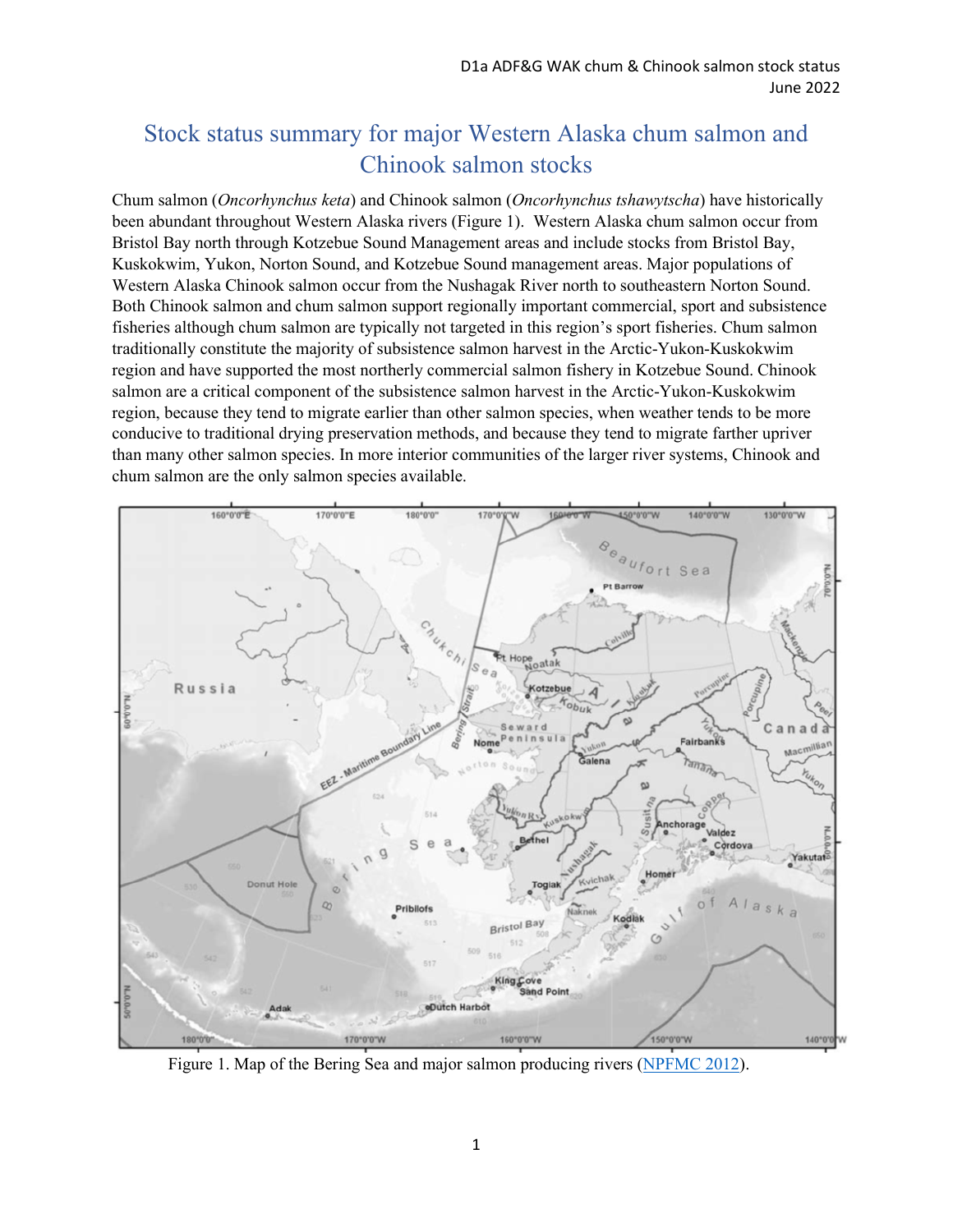# Stock status summary for major Western Alaska chum salmon and Chinook salmon stocks

Chum salmon (*Oncorhynchus keta*) and Chinook salmon (*Oncorhynchus tshawytscha*) have historically been abundant throughout Western Alaska rivers (Figure 1). Western Alaska chum salmon occur from Bristol Bay north through Kotzebue Sound Management areas and include stocks from Bristol Bay, Kuskokwim, Yukon, Norton Sound, and Kotzebue Sound management areas. Major populations of Western Alaska Chinook salmon occur from the Nushagak River north to southeastern Norton Sound. Both Chinook salmon and chum salmon support regionally important commercial, sport and subsistence fisheries although chum salmon are typically not targeted in this region's sport fisheries. Chum salmon traditionally constitute the majority of subsistence salmon harvest in the Arctic-Yukon-Kuskokwim region and have supported the most northerly commercial salmon fishery in Kotzebue Sound. Chinook salmon are a critical component of the subsistence salmon harvest in the Arctic-Yukon-Kuskokwim region, because they tend to migrate earlier than other salmon species, when weather tends to be more conducive to traditional drying preservation methods, and because they tend to migrate farther upriver than many other salmon species. In more interior communities of the larger river systems, Chinook and chum salmon are the only salmon species available.

Figure 1. Map of the Bering Sea and major salmon producing rivers (NPFMC 2012).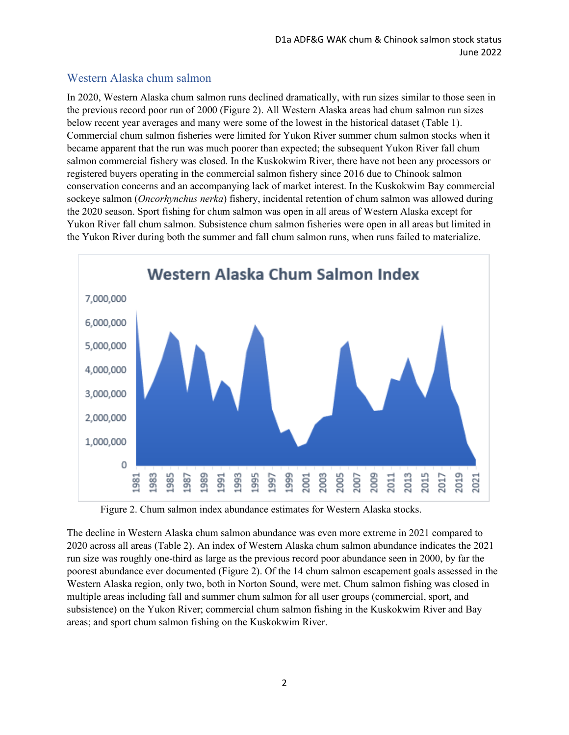## Western Alaska chum salmon

In 2020, Western Alaska chum salmon runs declined dramatically, with run sizes similar to those seen in the previous record poor run of 2000 (Figure 2). All Western Alaska areas had chum salmon run sizes below recent year averages and many were some of the lowest in the historical dataset (Table 1). Commercial chum salmon fisheries were limited for Yukon River summer chum salmon stocks when it became apparent that the run was much poorer than expected; the subsequent Yukon River fall chum salmon commercial fishery was closed. In the Kuskokwim River, there have not been any processors or registered buyers operating in the commercial salmon fishery since 2016 due to Chinook salmon conservation concerns and an accompanying lack of market interest. In the Kuskokwim Bay commercial sockeye salmon (*Oncorhynchus nerka*) fishery, incidental retention of chum salmon was allowed during the 2020 season. Sport fishing for chum salmon was open in all areas of Western Alaska except for Yukon River fall chum salmon. Subsistence chum salmon fisheries were open in all areas but limited in the Yukon River during both the summer and fall chum salmon runs, when runs failed to materialize.

Figure 2. Chum salmon index abundance estimates for Western Alaska stocks.

The decline in Western Alaska chum salmon abundance was even more extreme in 2021 compared to 2020 across all areas (Table 2). An index of Western Alaska chum salmon abundance indicates the 2021 run size was roughly one-third as large as the previous record poor abundance seen in 2000, by far the poorest abundance ever documented (Figure 2). Of the 14 chum salmon escapement goals assessed in the Western Alaska region, only two, both in Norton Sound, were met. Chum salmon fishing was closed in multiple areas including fall and summer chum salmon for all user groups (commercial, sport, and subsistence) on the Yukon River; commercial chum salmon fishing in the Kuskokwim River and Bay areas; and sport chum salmon fishing on the Kuskokwim River.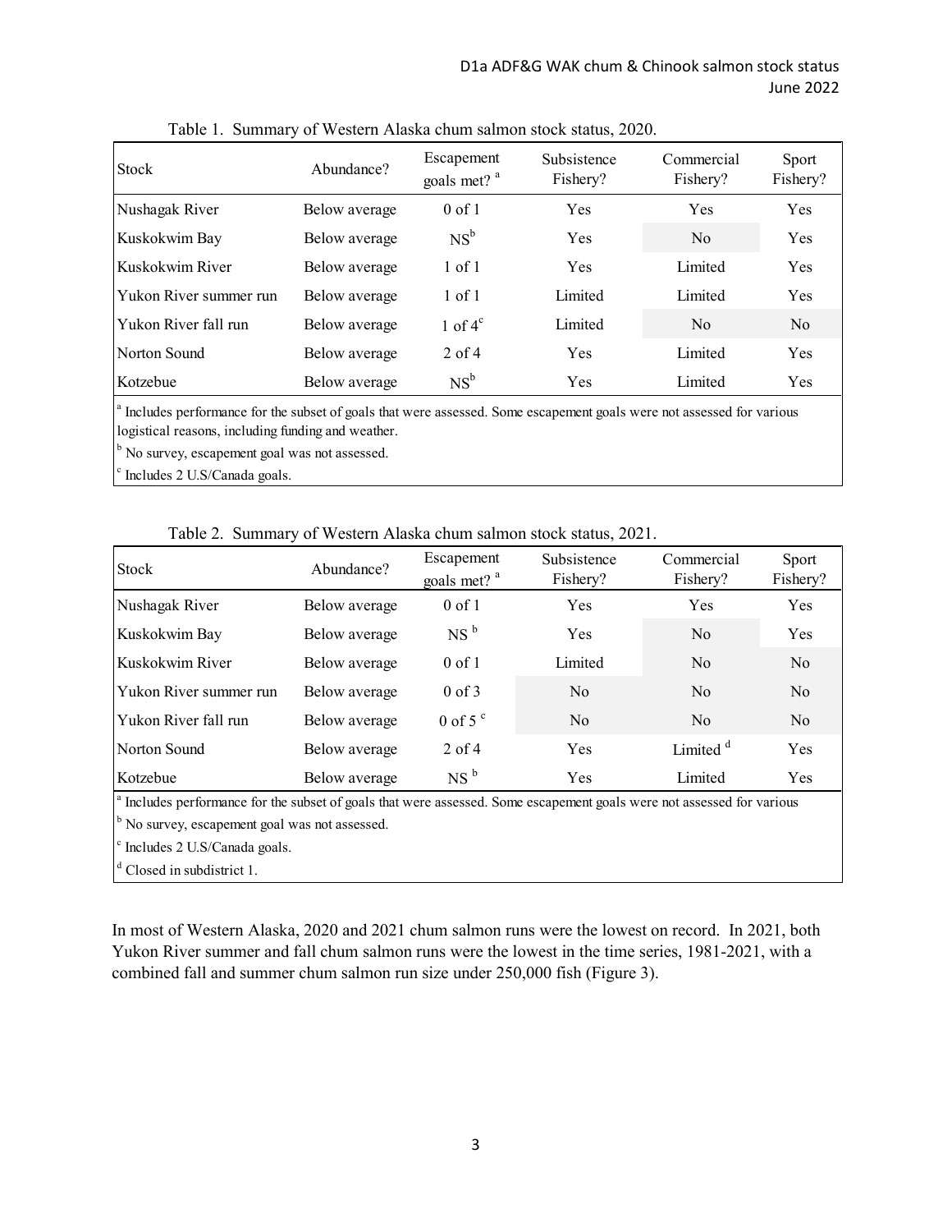Table 1. Summary of Western Alaska chum salmon stock status, 2020.

| Stock | Abundance? | Escapement goals met? [a] | Subsistence Fishery? | Commercial Fishery? | Sport Fishery? |
|---|---|---|---|---|---|
| Nushagak River | Below average | 0 of 1 | Yes | Yes | Yes |
| Kuskokwim Bay | Below average | NS[b] | Yes | No | Yes |
| Kuskokwim River | Below average | 1 of 1 | Yes | Limited | Yes |
| Yukon River summer run | Below average | 1 of 1 | Limited | Limited | Yes |
| Yukon River fall run | Below average | 1 of 4[c] | Limited | No | No |
| Norton Sound | Below average | 2 of 4 | Yes | Limited | Yes |
| Kotzebue | Below average | NS[b] | Yes | Limited | Yes |

[a] Includes performance for the subset of goals that were assessed. Some escapement goals were not assessed for various logistical reasons, including funding and weather.

[b] No survey, escapement goal was not assessed.

[c] Includes 2 U.S/Canada goals.

Table 2. Summary of Western Alaska chum salmon stock status, 2021.

| Stock | Abundance? | Escapement goals met? [a] | Subsistence Fishery? | Commercial Fishery? | Sport Fishery? |
|---|---|---|---|---|---|
| Nushagak River | Below average | 0 of 1 | Yes | Yes | Yes |
| Kuskokwim Bay | Below average | NS [b] | Yes | No | Yes |
| Kuskokwim River | Below average | 0 of 1 | Limited | No | No |
| Yukon River summer run | Below average | 0 of 3 | No | No | No |
| Yukon River fall run | Below average | 0 of 5 [c] | No | No | No |
| Norton Sound | Below average | 2 of 4 | Yes | Limited [d] | Yes |
| Kotzebue | Below average | NS [b] | Yes | Limited | Yes |

[a] Includes performance for the subset of goals that were assessed. Some escapement goals were not assessed for various

[b] No survey, escapement goal was not assessed.

[c] Includes 2 U.S/Canada goals.

[d] Closed in subdistrict 1.

In most of Western Alaska, 2020 and 2021 chum salmon runs were the lowest on record. In 2021, both Yukon River summer and fall chum salmon runs were the lowest in the time series, 1981-2021, with a combined fall and summer chum salmon run size under 250,000 fish (Figure 3).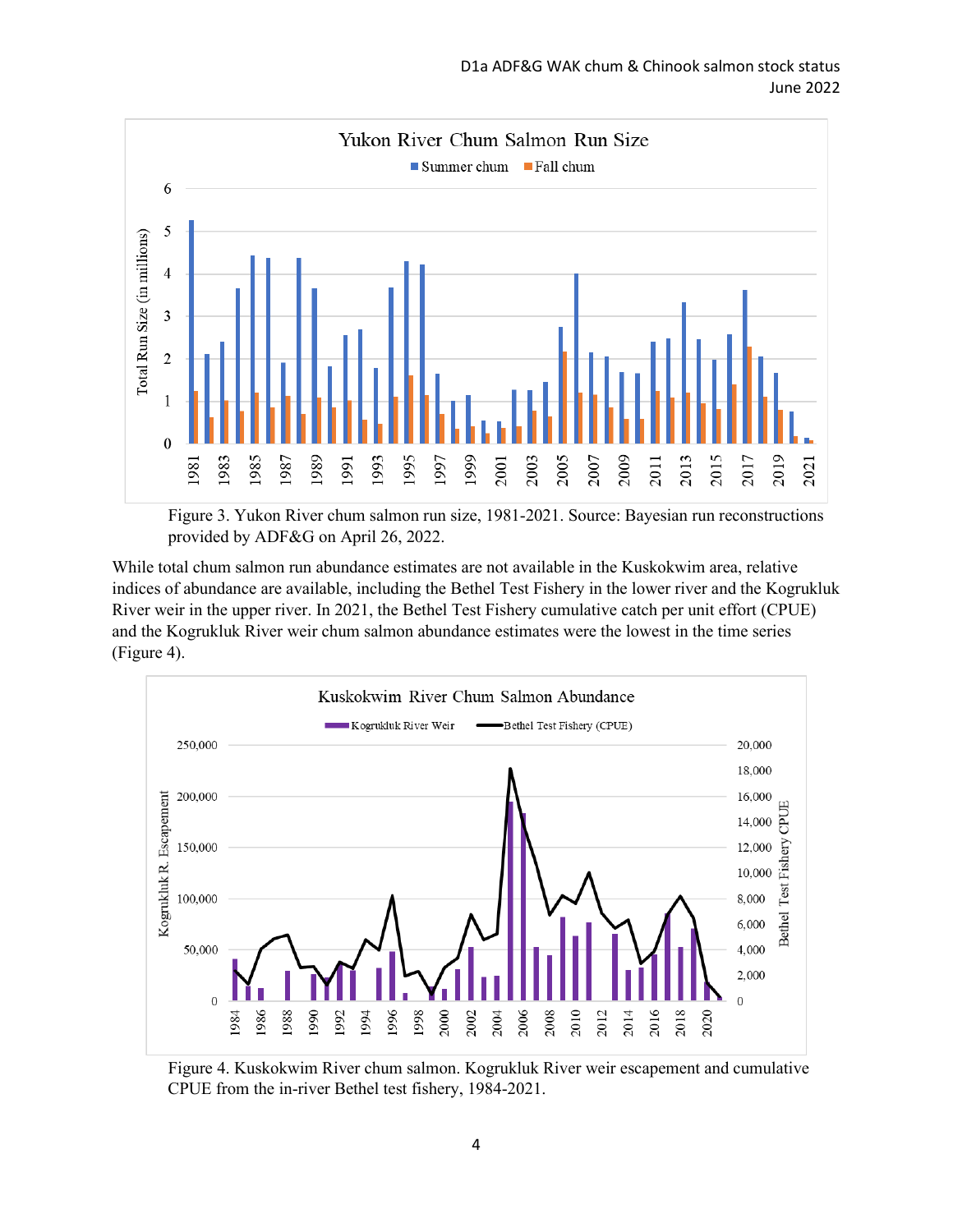Figure 3. Yukon River chum salmon run size, 1981-2021. Source: Bayesian run reconstructions provided by ADF&G on April 26, 2022.

While total chum salmon run abundance estimates are not available in the Kuskokwim area, relative indices of abundance are available, including the Bethel Test Fishery in the lower river and the Kogrukluk River weir in the upper river. In 2021, the Bethel Test Fishery cumulative catch per unit effort (CPUE) and the Kogrukluk River weir chum salmon abundance estimates were the lowest in the time series (Figure 4).

Figure 4. Kuskokwim River chum salmon. Kogrukluk River weir escapement and cumulative CPUE from the in-river Bethel test fishery, 1984-2021.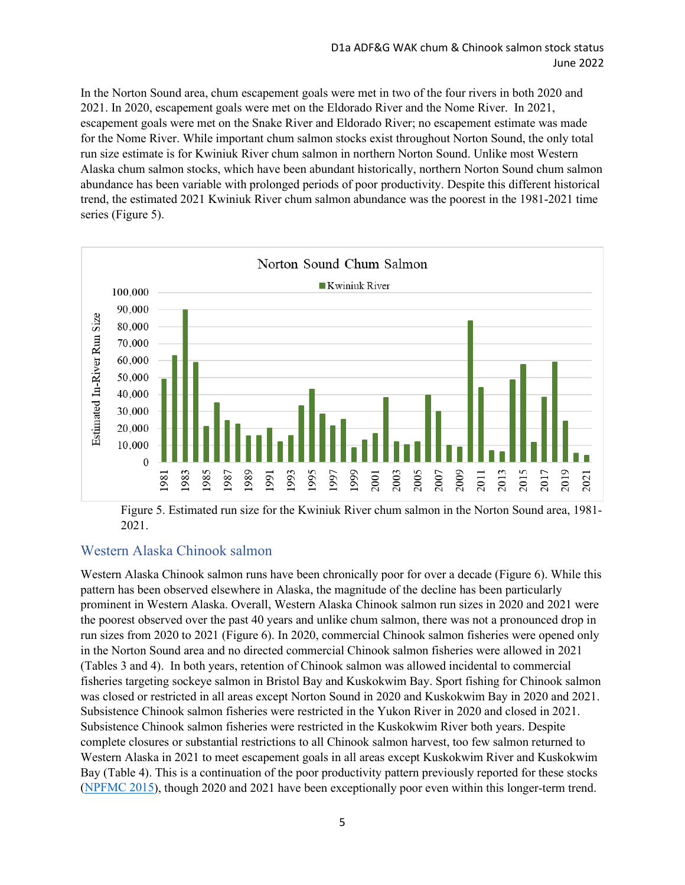In the Norton Sound area, chum escapement goals were met in two of the four rivers in both 2020 and 2021. In 2020, escapement goals were met on the Eldorado River and the Nome River. In 2021, escapement goals were met on the Snake River and Eldorado River; no escapement estimate was made for the Nome River. While important chum salmon stocks exist throughout Norton Sound, the only total run size estimate is for Kwiniuk River chum salmon in northern Norton Sound. Unlike most Western Alaska chum salmon stocks, which have been abundant historically, northern Norton Sound chum salmon abundance has been variable with prolonged periods of poor productivity. Despite this different historical trend, the estimated 2021 Kwiniuk River chum salmon abundance was the poorest in the 1981-2021 time series (Figure 5).

Figure 5. Estimated run size for the Kwiniuk River chum salmon in the Norton Sound area, 1981-2021.

## Western Alaska Chinook salmon

Western Alaska Chinook salmon runs have been chronically poor for over a decade (Figure 6). While this pattern has been observed elsewhere in Alaska, the magnitude of the decline has been particularly prominent in Western Alaska. Overall, Western Alaska Chinook salmon run sizes in 2020 and 2021 were the poorest observed over the past 40 years and unlike chum salmon, there was not a pronounced drop in run sizes from 2020 to 2021 (Figure 6). In 2020, commercial Chinook salmon fisheries were opened only in the Norton Sound area and no directed commercial Chinook salmon fisheries were allowed in 2021 (Tables 3 and 4). In both years, retention of Chinook salmon was allowed incidental to commercial fisheries targeting sockeye salmon in Bristol Bay and Kuskokwim Bay. Sport fishing for Chinook salmon was closed or restricted in all areas except Norton Sound in 2020 and Kuskokwim Bay in 2020 and 2021. Subsistence Chinook salmon fisheries were restricted in the Yukon River in 2020 and closed in 2021. Subsistence Chinook salmon fisheries were restricted in the Kuskokwim River both years. Despite complete closures or substantial restrictions to all Chinook salmon harvest, too few salmon returned to Western Alaska in 2021 to meet escapement goals in all areas except Kuskokwim River and Kuskokwim Bay (Table 4). This is a continuation of the poor productivity pattern previously reported for these stocks (NPFMC 2015), though 2020 and 2021 have been exceptionally poor even within this longer-term trend.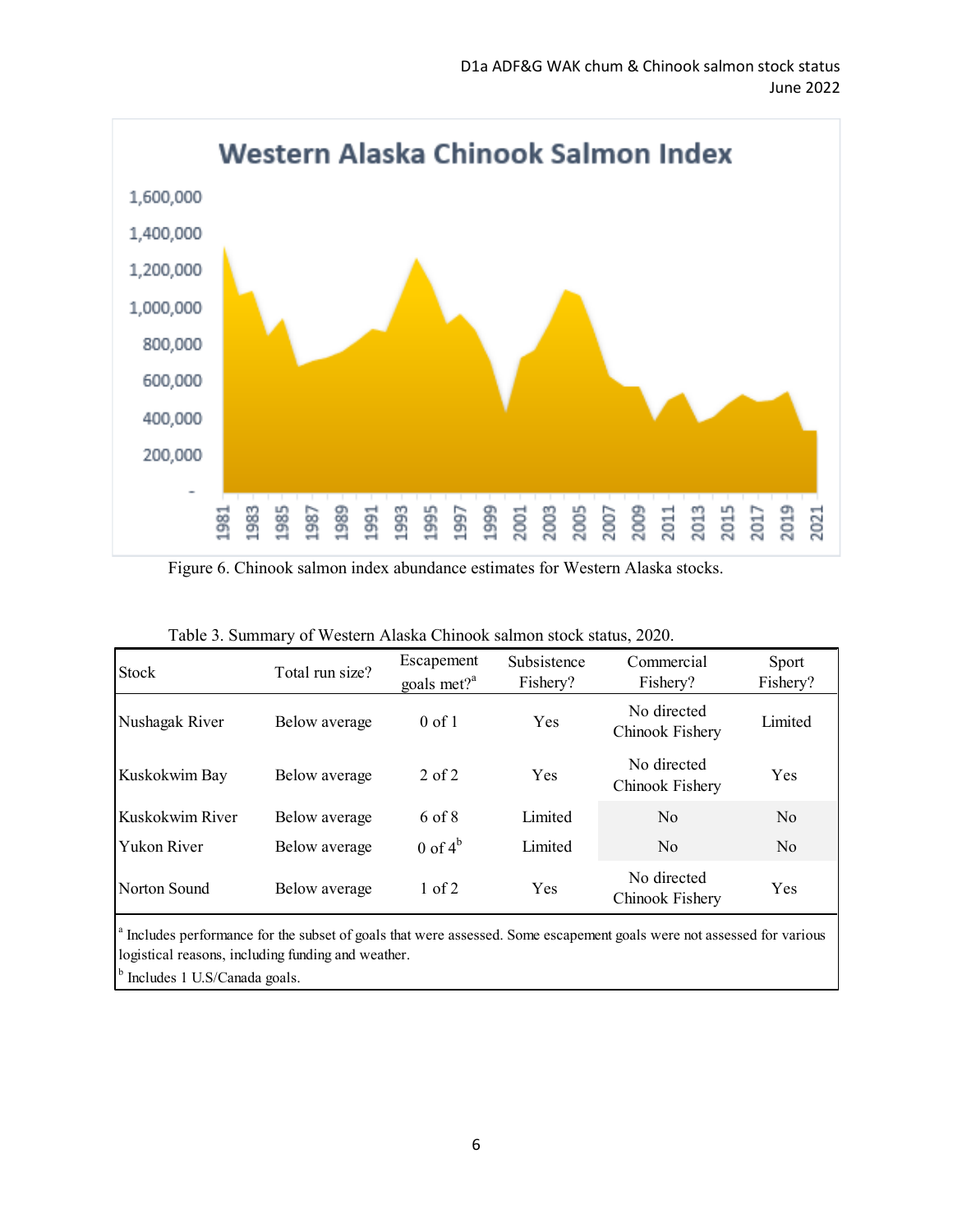Figure 6. Chinook salmon index abundance estimates for Western Alaska stocks.

Table 3. Summary of Western Alaska Chinook salmon stock status, 2020.

| Stock | Total run size? | Escapement goals met?[a] | Subsistence Fishery? | Commercial Fishery? | Sport Fishery? |
|---|---|---|---|---|---|
| Nushagak River | Below average | 0 of 1 | Yes | No directed Chinook Fishery | Limited |
| Kuskokwim Bay | Below average | 2 of 2 | Yes | No directed Chinook Fishery | Yes |
| Kuskokwim River | Below average | 6 of 8 | Limited | No | No |
| Yukon River | Below average | 0 of 4[b] | Limited | No | No |
| Norton Sound | Below average | 1 of 2 | Yes | No directed Chinook Fishery | Yes |

[a] Includes performance for the subset of goals that were assessed. Some escapement goals were not assessed for various logistical reasons, including funding and weather.
[b] Includes 1 U.S/Canada goals.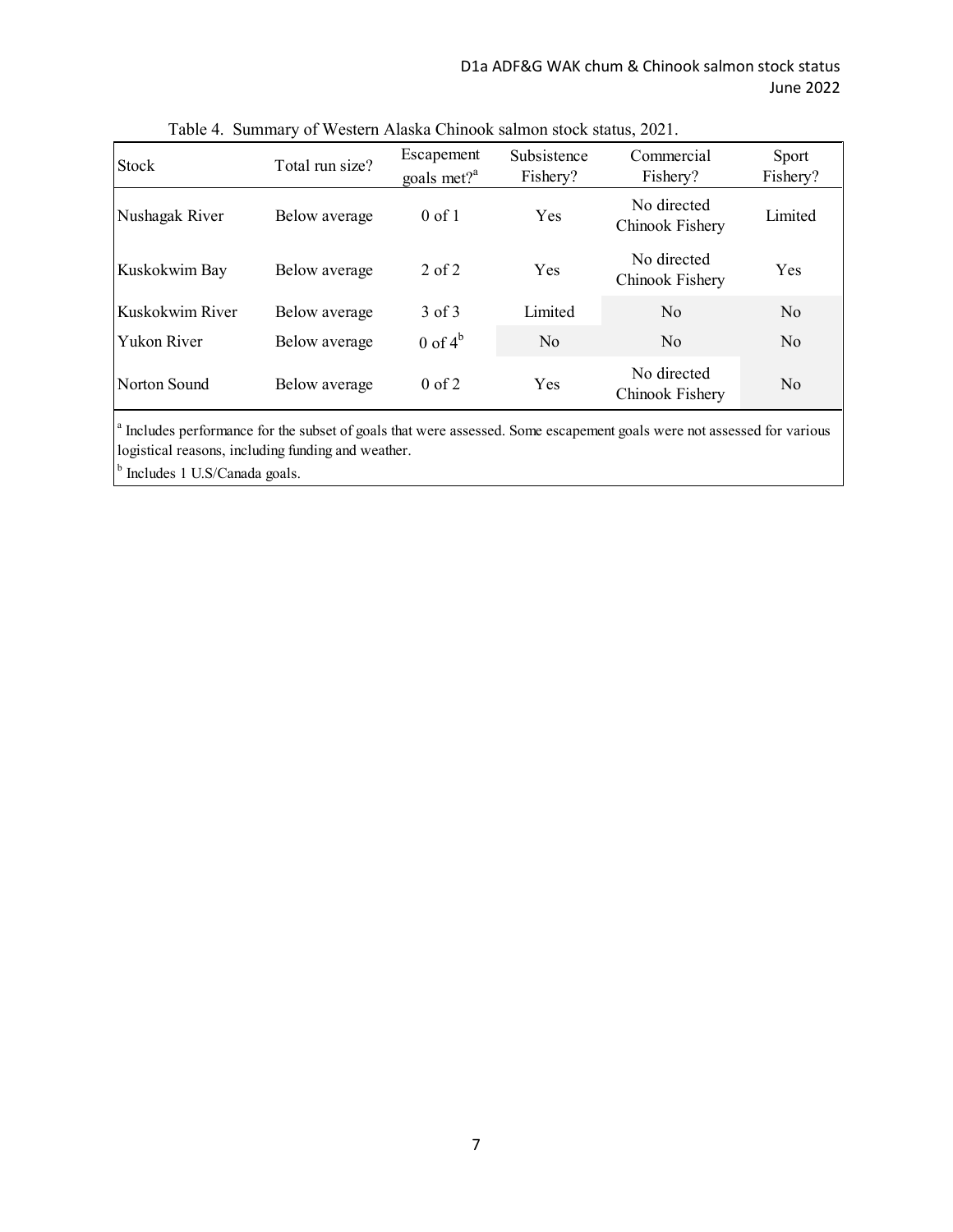Table 4. Summary of Western Alaska Chinook salmon stock status, 2021.

| Stock | Total run size? | Escapement goals met?[a] | Subsistence Fishery? | Commercial Fishery? | Sport Fishery? |
|---|---|---|---|---|---|
| Nushagak River | Below average | 0 of 1 | Yes | No directed Chinook Fishery | Limited |
| Kuskokwim Bay | Below average | 2 of 2 | Yes | No directed Chinook Fishery | Yes |
| Kuskokwim River | Below average | 3 of 3 | Limited | No | No |
| Yukon River | Below average | 0 of 4[b] | No | No | No |
| Norton Sound | Below average | 0 of 2 | Yes | No directed Chinook Fishery | No |

[a] Includes performance for the subset of goals that were assessed. Some escapement goals were not assessed for various logistical reasons, including funding and weather.

[b] Includes 1 U.S/Canada goals.